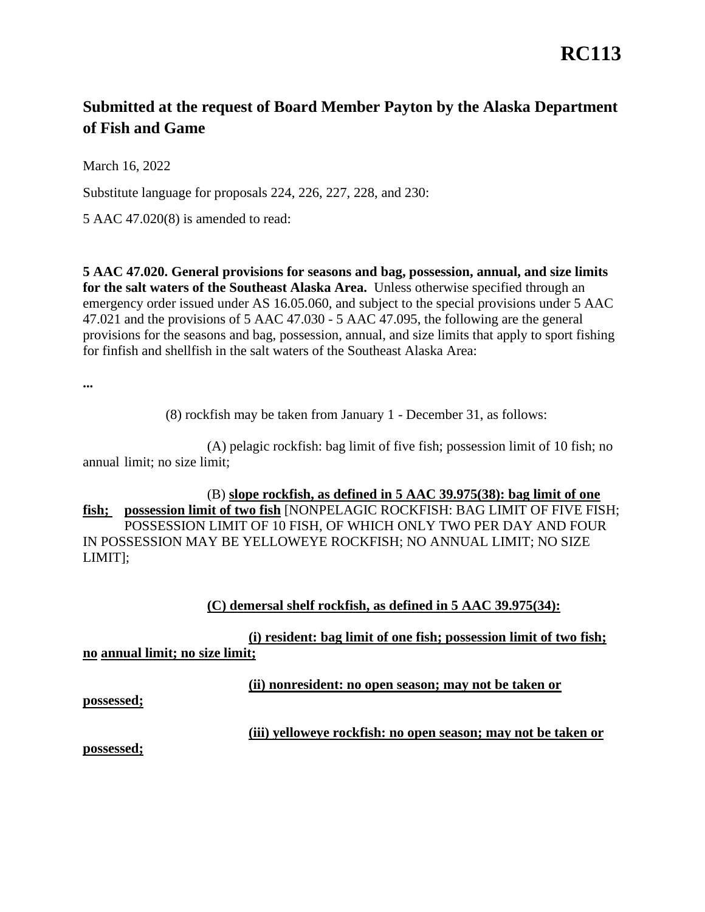# RC113

## Submitted at the request of Board Member Payton by the Alaska Department of Fish and Game

March 16, 2022

Substitute language for proposals 224, 226, 227, 228, and 230:

5 AAC 47.020(8) is amended to read:

**5 AAC 47.020. General provisions for seasons and bag, possession, annual, and size limits for the salt waters of the Southeast Alaska Area.** Unless otherwise specified through an emergency order issued under AS 16.05.060, and subject to the special provisions under 5 AAC 47.021 and the provisions of 5 AAC 47.030 - 5 AAC 47.095, the following are the general provisions for the seasons and bag, possession, annual, and size limits that apply to sport fishing for finfish and shellfish in the salt waters of the Southeast Alaska Area:

**...**

(8) rockfish may be taken from January 1 - December 31, as follows:

(A) pelagic rockfish: bag limit of five fish; possession limit of 10 fish; no annual limit; no size limit;

(B) **slope rockfish, as defined in 5 AAC 39.975(38): bag limit of one fish; possession limit of two fish** [NONPELAGIC ROCKFISH: BAG LIMIT OF FIVE FISH; POSSESSION LIMIT OF 10 FISH, OF WHICH ONLY TWO PER DAY AND FOUR IN POSSESSION MAY BE YELLOWEYE ROCKFISH; NO ANNUAL LIMIT; NO SIZE LIMIT];

**(C) demersal shelf rockfish, as defined in 5 AAC 39.975(34):**

**(i) resident: bag limit of one fish; possession limit of two fish; no annual limit; no size limit;**

**(ii) nonresident: no open season; may not be taken or possessed;**

**(iii) yelloweye rockfish: no open season; may not be taken or possessed;**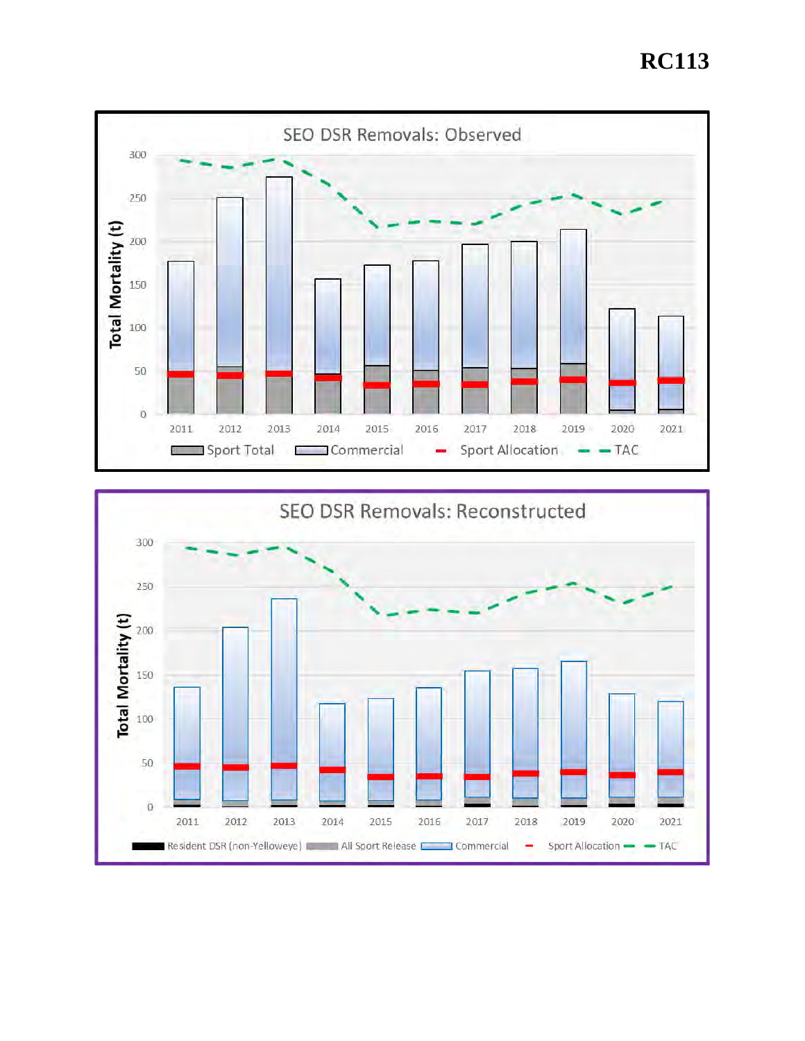**RC113**

SEO DSR Removals: Observed

Total Mortality (t)

300
250
200
150
100
50
0

2011 2012 2013 2014 2015 2016 2017 2018 2019 2020 2021

Sport Total · Commercial · Sport Allocation · TAC

SEO DSR Removals: Reconstructed

Total Mortality (t)

300
250
200
150
100
50
0

2011 2012 2013 2014 2015 2016 2017 2018 2019 2020 2021

Resident DSR (non-Yelloweye) · All Sport Release · Commercial · Sport Allocation · TAC